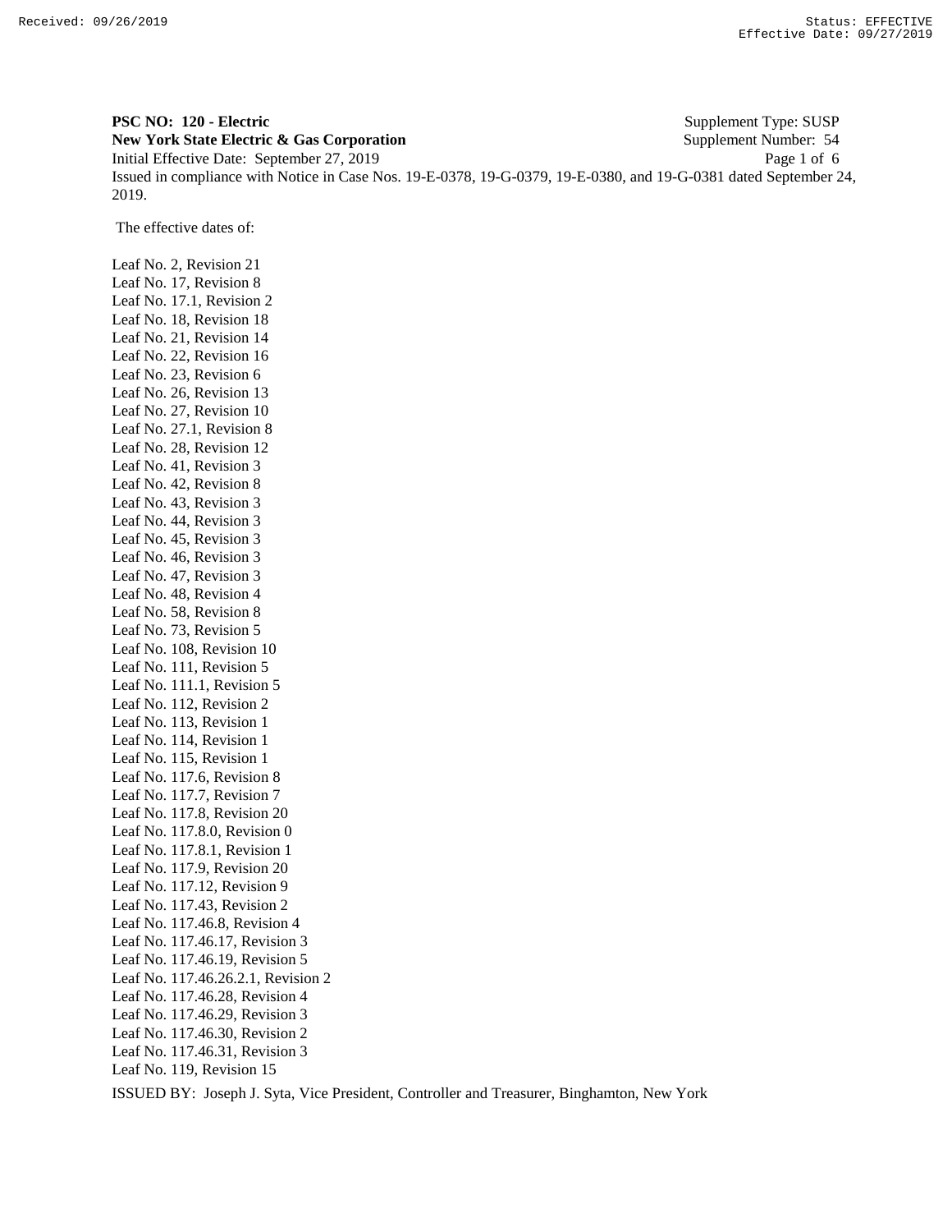**PSC NO: 120 - Electric** Supplement Type: SUSP

**New York State Electric & Gas Corporation** Supplement Number: 54

Initial Effective Date: September 27, 2019

Issued in compliance with Notice in Case Nos. 19-E-0378, 19-G-0379, 19-E-0380, and 19-G-0381 dated September 24, 2019.

The effective dates of:

Leaf No. 2, Revision 21
Leaf No. 17, Revision 8
Leaf No. 17.1, Revision 2
Leaf No. 18, Revision 18
Leaf No. 21, Revision 14
Leaf No. 22, Revision 16
Leaf No. 23, Revision 6
Leaf No. 26, Revision 13
Leaf No. 27, Revision 10
Leaf No. 27.1, Revision 8
Leaf No. 28, Revision 12
Leaf No. 41, Revision 3
Leaf No. 42, Revision 8
Leaf No. 43, Revision 3
Leaf No. 44, Revision 3
Leaf No. 45, Revision 3
Leaf No. 46, Revision 3
Leaf No. 47, Revision 3
Leaf No. 48, Revision 4
Leaf No. 58, Revision 8
Leaf No. 73, Revision 5
Leaf No. 108, Revision 10
Leaf No. 111, Revision 5
Leaf No. 111.1, Revision 5
Leaf No. 112, Revision 2
Leaf No. 113, Revision 1
Leaf No. 114, Revision 1
Leaf No. 115, Revision 1
Leaf No. 117.6, Revision 8
Leaf No. 117.7, Revision 7
Leaf No. 117.8, Revision 20
Leaf No. 117.8.0, Revision 0
Leaf No. 117.8.1, Revision 1
Leaf No. 117.9, Revision 20
Leaf No. 117.12, Revision 9
Leaf No. 117.43, Revision 2
Leaf No. 117.46.8, Revision 4
Leaf No. 117.46.17, Revision 3
Leaf No. 117.46.19, Revision 5
Leaf No. 117.46.26.2.1, Revision 2
Leaf No. 117.46.28, Revision 4
Leaf No. 117.46.29, Revision 3
Leaf No. 117.46.30, Revision 2
Leaf No. 117.46.31, Revision 3
Leaf No. 119, Revision 15

ISSUED BY: Joseph J. Syta, Vice President, Controller and Treasurer, Binghamton, New York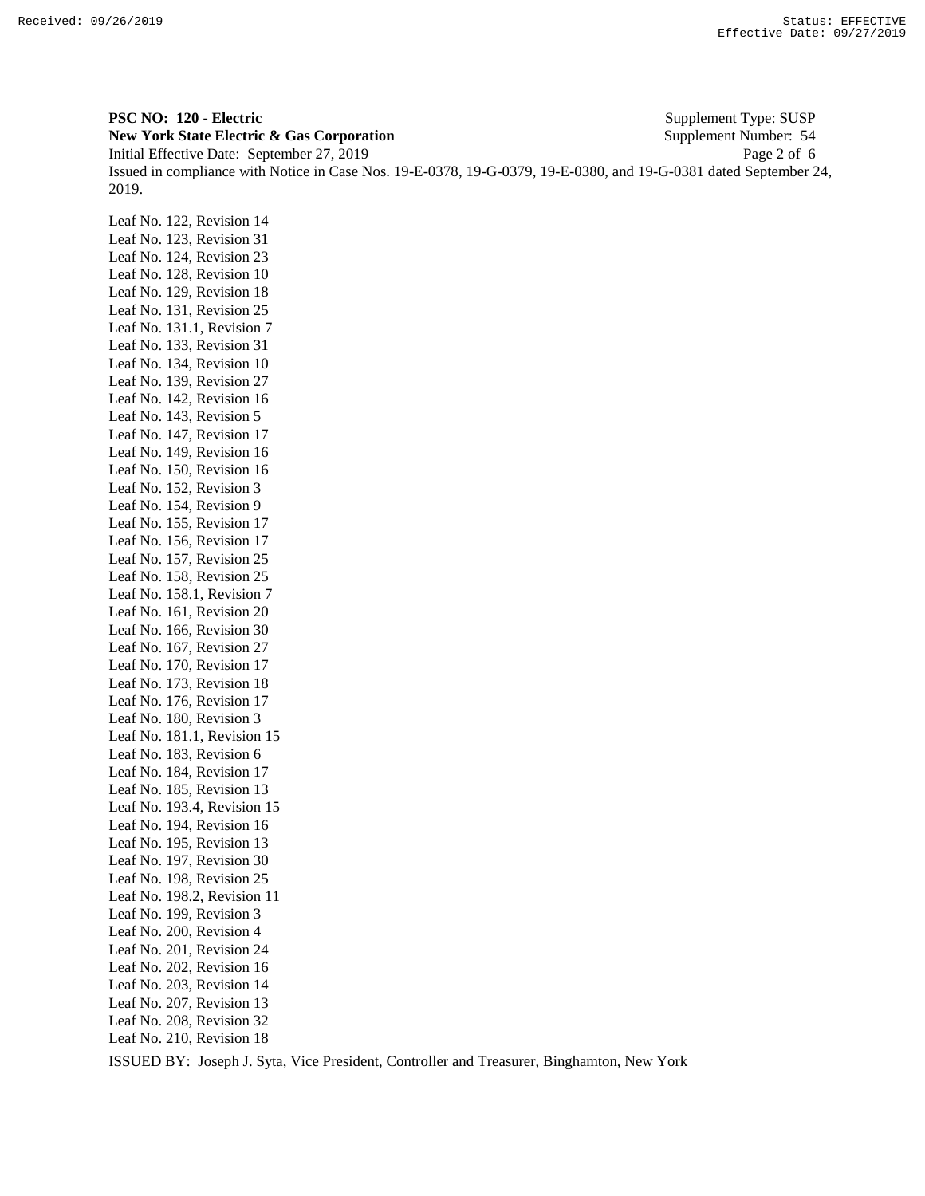**PSC NO: 120 - Electric** Supplement Type: SUSP
**New York State Electric & Gas Corporation** Supplement Number: 54
Initial Effective Date: September 27, 2019
Issued in compliance with Notice in Case Nos. 19-E-0378, 19-G-0379, 19-E-0380, and 19-G-0381 dated September 24, 2019.

Leaf No. 122, Revision 14
Leaf No. 123, Revision 31
Leaf No. 124, Revision 23
Leaf No. 128, Revision 10
Leaf No. 129, Revision 18
Leaf No. 131, Revision 25
Leaf No. 131.1, Revision 7
Leaf No. 133, Revision 31
Leaf No. 134, Revision 10
Leaf No. 139, Revision 27
Leaf No. 142, Revision 16
Leaf No. 143, Revision 5
Leaf No. 147, Revision 17
Leaf No. 149, Revision 16
Leaf No. 150, Revision 16
Leaf No. 152, Revision 3
Leaf No. 154, Revision 9
Leaf No. 155, Revision 17
Leaf No. 156, Revision 17
Leaf No. 157, Revision 25
Leaf No. 158, Revision 25
Leaf No. 158.1, Revision 7
Leaf No. 161, Revision 20
Leaf No. 166, Revision 30
Leaf No. 167, Revision 27
Leaf No. 170, Revision 17
Leaf No. 173, Revision 18
Leaf No. 176, Revision 17
Leaf No. 180, Revision 3
Leaf No. 181.1, Revision 15
Leaf No. 183, Revision 6
Leaf No. 184, Revision 17
Leaf No. 185, Revision 13
Leaf No. 193.4, Revision 15
Leaf No. 194, Revision 16
Leaf No. 195, Revision 13
Leaf No. 197, Revision 30
Leaf No. 198, Revision 25
Leaf No. 198.2, Revision 11
Leaf No. 199, Revision 3
Leaf No. 200, Revision 4
Leaf No. 201, Revision 24
Leaf No. 202, Revision 16
Leaf No. 203, Revision 14
Leaf No. 207, Revision 13
Leaf No. 208, Revision 32
Leaf No. 210, Revision 18

ISSUED BY: Joseph J. Syta, Vice President, Controller and Treasurer, Binghamton, New York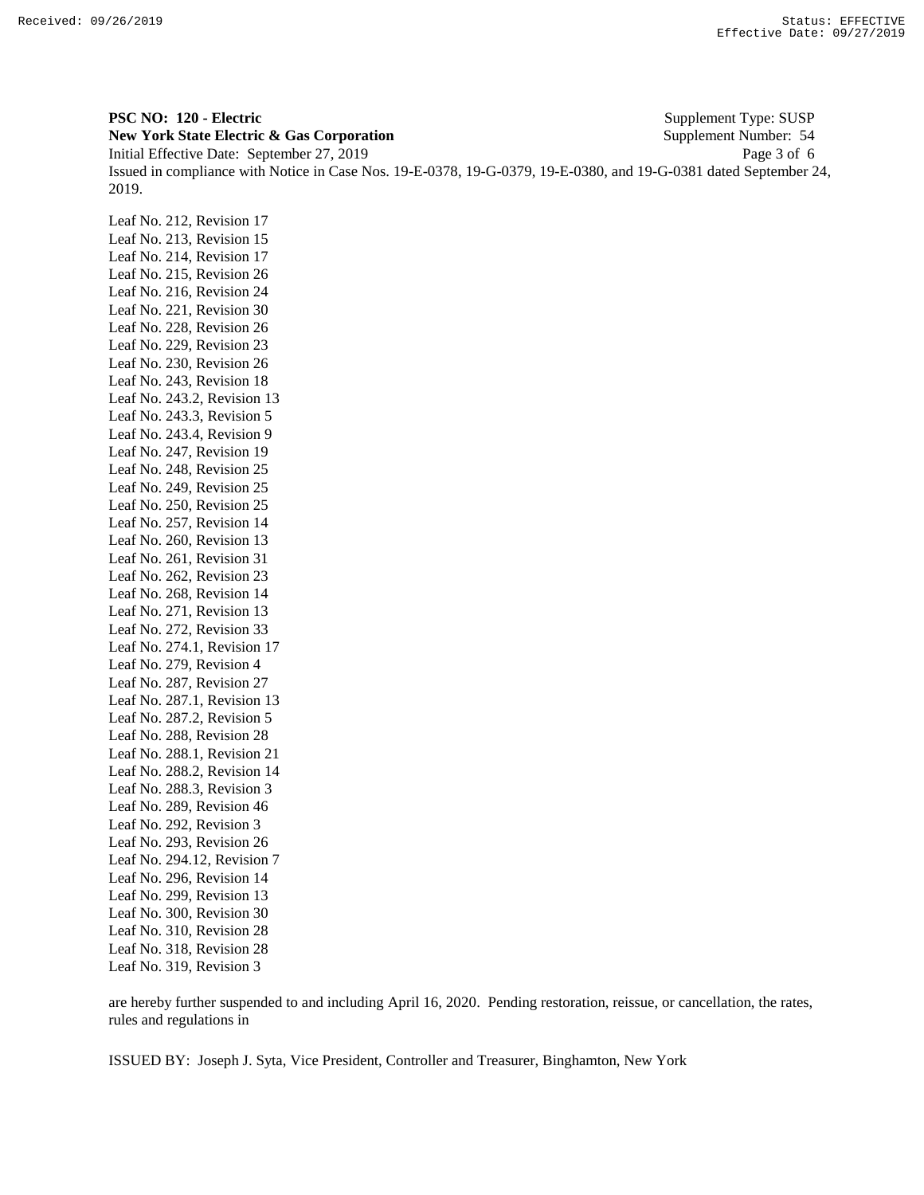**PSC NO: 120 - Electric** Supplement Type: SUSP
**New York State Electric & Gas Corporation** Supplement Number: 54
Initial Effective Date: September 27, 2019
Issued in compliance with Notice in Case Nos. 19-E-0378, 19-G-0379, 19-E-0380, and 19-G-0381 dated September 24, 2019.

Leaf No. 212, Revision 17
Leaf No. 213, Revision 15
Leaf No. 214, Revision 17
Leaf No. 215, Revision 26
Leaf No. 216, Revision 24
Leaf No. 221, Revision 30
Leaf No. 228, Revision 26
Leaf No. 229, Revision 23
Leaf No. 230, Revision 26
Leaf No. 243, Revision 18
Leaf No. 243.2, Revision 13
Leaf No. 243.3, Revision 5
Leaf No. 243.4, Revision 9
Leaf No. 247, Revision 19
Leaf No. 248, Revision 25
Leaf No. 249, Revision 25
Leaf No. 250, Revision 25
Leaf No. 257, Revision 14
Leaf No. 260, Revision 13
Leaf No. 261, Revision 31
Leaf No. 262, Revision 23
Leaf No. 268, Revision 14
Leaf No. 271, Revision 13
Leaf No. 272, Revision 33
Leaf No. 274.1, Revision 17
Leaf No. 279, Revision 4
Leaf No. 287, Revision 27
Leaf No. 287.1, Revision 13
Leaf No. 287.2, Revision 5
Leaf No. 288, Revision 28
Leaf No. 288.1, Revision 21
Leaf No. 288.2, Revision 14
Leaf No. 288.3, Revision 3
Leaf No. 289, Revision 46
Leaf No. 292, Revision 3
Leaf No. 293, Revision 26
Leaf No. 294.12, Revision 7
Leaf No. 296, Revision 14
Leaf No. 299, Revision 13
Leaf No. 300, Revision 30
Leaf No. 310, Revision 28
Leaf No. 318, Revision 28
Leaf No. 319, Revision 3

are hereby further suspended to and including April 16, 2020. Pending restoration, reissue, or cancellation, the rates, rules and regulations in

ISSUED BY: Joseph J. Syta, Vice President, Controller and Treasurer, Binghamton, New York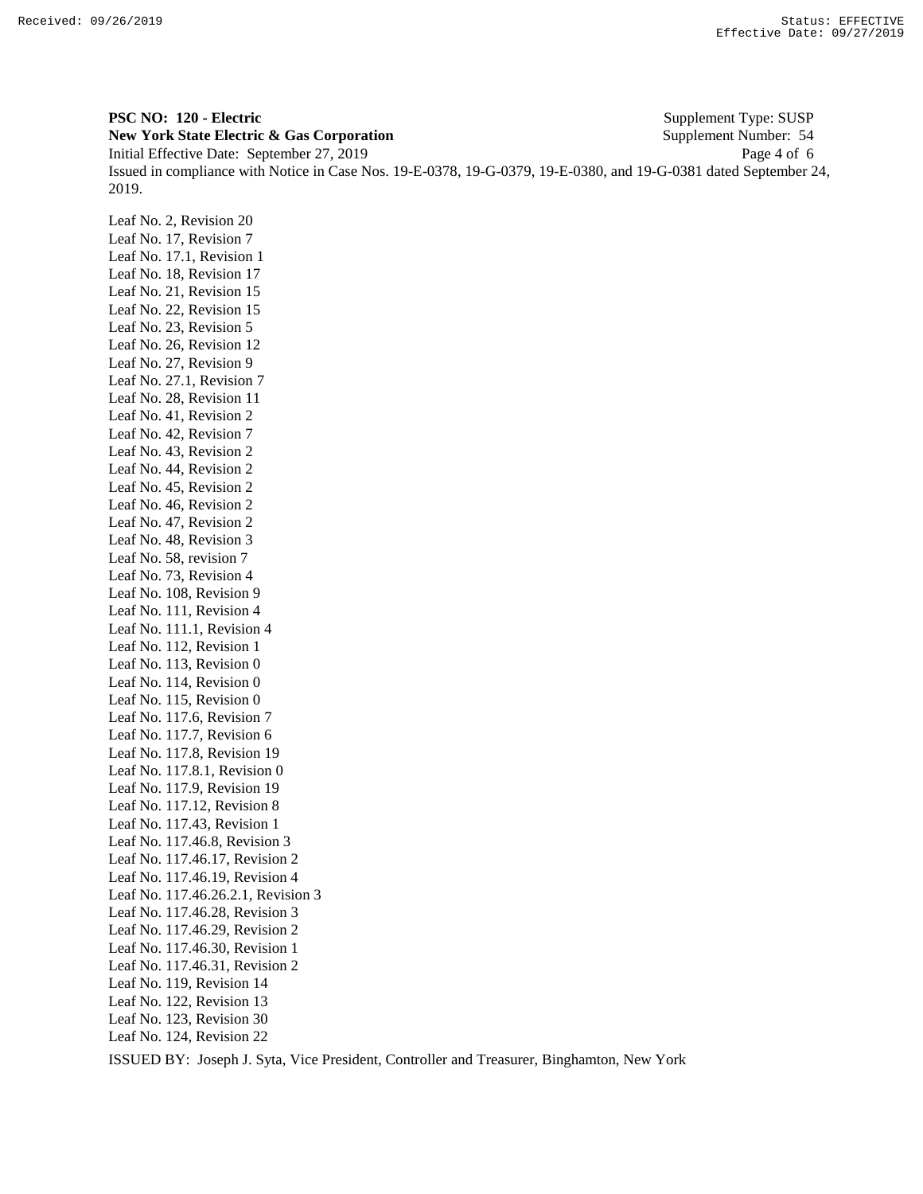**PSC NO: 120 - Electric** Supplement Type: SUSP
**New York State Electric & Gas Corporation** Supplement Number: 54
Initial Effective Date: September 27, 2019
Issued in compliance with Notice in Case Nos. 19-E-0378, 19-G-0379, 19-E-0380, and 19-G-0381 dated September 24, 2019.

Leaf No. 2, Revision 20
Leaf No. 17, Revision 7
Leaf No. 17.1, Revision 1
Leaf No. 18, Revision 17
Leaf No. 21, Revision 15
Leaf No. 22, Revision 15
Leaf No. 23, Revision 5
Leaf No. 26, Revision 12
Leaf No. 27, Revision 9
Leaf No. 27.1, Revision 7
Leaf No. 28, Revision 11
Leaf No. 41, Revision 2
Leaf No. 42, Revision 7
Leaf No. 43, Revision 2
Leaf No. 44, Revision 2
Leaf No. 45, Revision 2
Leaf No. 46, Revision 2
Leaf No. 47, Revision 2
Leaf No. 48, Revision 3
Leaf No. 58, revision 7
Leaf No. 73, Revision 4
Leaf No. 108, Revision 9
Leaf No. 111, Revision 4
Leaf No. 111.1, Revision 4
Leaf No. 112, Revision 1
Leaf No. 113, Revision 0
Leaf No. 114, Revision 0
Leaf No. 115, Revision 0
Leaf No. 117.6, Revision 7
Leaf No. 117.7, Revision 6
Leaf No. 117.8, Revision 19
Leaf No. 117.8.1, Revision 0
Leaf No. 117.9, Revision 19
Leaf No. 117.12, Revision 8
Leaf No. 117.43, Revision 1
Leaf No. 117.46.8, Revision 3
Leaf No. 117.46.17, Revision 2
Leaf No. 117.46.19, Revision 4
Leaf No. 117.46.26.2.1, Revision 3
Leaf No. 117.46.28, Revision 3
Leaf No. 117.46.29, Revision 2
Leaf No. 117.46.30, Revision 1
Leaf No. 117.46.31, Revision 2
Leaf No. 119, Revision 14
Leaf No. 122, Revision 13
Leaf No. 123, Revision 30
Leaf No. 124, Revision 22

ISSUED BY: Joseph J. Syta, Vice President, Controller and Treasurer, Binghamton, New York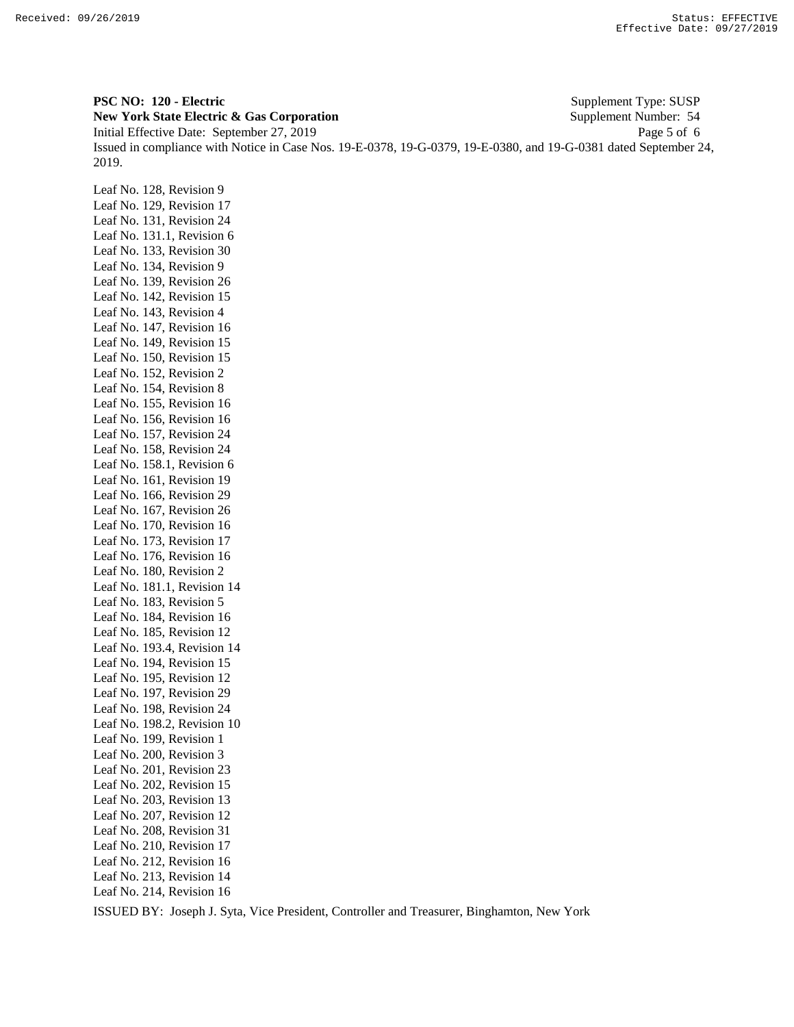**PSC NO: 120 - Electric** Supplement Type: SUSP
**New York State Electric & Gas Corporation** Supplement Number: 54
Initial Effective Date: September 27, 2019
Issued in compliance with Notice in Case Nos. 19-E-0378, 19-G-0379, 19-E-0380, and 19-G-0381 dated September 24, 2019.

Leaf No. 128, Revision 9
Leaf No. 129, Revision 17
Leaf No. 131, Revision 24
Leaf No. 131.1, Revision 6
Leaf No. 133, Revision 30
Leaf No. 134, Revision 9
Leaf No. 139, Revision 26
Leaf No. 142, Revision 15
Leaf No. 143, Revision 4
Leaf No. 147, Revision 16
Leaf No. 149, Revision 15
Leaf No. 150, Revision 15
Leaf No. 152, Revision 2
Leaf No. 154, Revision 8
Leaf No. 155, Revision 16
Leaf No. 156, Revision 16
Leaf No. 157, Revision 24
Leaf No. 158, Revision 24
Leaf No. 158.1, Revision 6
Leaf No. 161, Revision 19
Leaf No. 166, Revision 29
Leaf No. 167, Revision 26
Leaf No. 170, Revision 16
Leaf No. 173, Revision 17
Leaf No. 176, Revision 16
Leaf No. 180, Revision 2
Leaf No. 181.1, Revision 14
Leaf No. 183, Revision 5
Leaf No. 184, Revision 16
Leaf No. 185, Revision 12
Leaf No. 193.4, Revision 14
Leaf No. 194, Revision 15
Leaf No. 195, Revision 12
Leaf No. 197, Revision 29
Leaf No. 198, Revision 24
Leaf No. 198.2, Revision 10
Leaf No. 199, Revision 1
Leaf No. 200, Revision 3
Leaf No. 201, Revision 23
Leaf No. 202, Revision 15
Leaf No. 203, Revision 13
Leaf No. 207, Revision 12
Leaf No. 208, Revision 31
Leaf No. 210, Revision 17
Leaf No. 212, Revision 16
Leaf No. 213, Revision 14
Leaf No. 214, Revision 16

ISSUED BY: Joseph J. Syta, Vice President, Controller and Treasurer, Binghamton, New York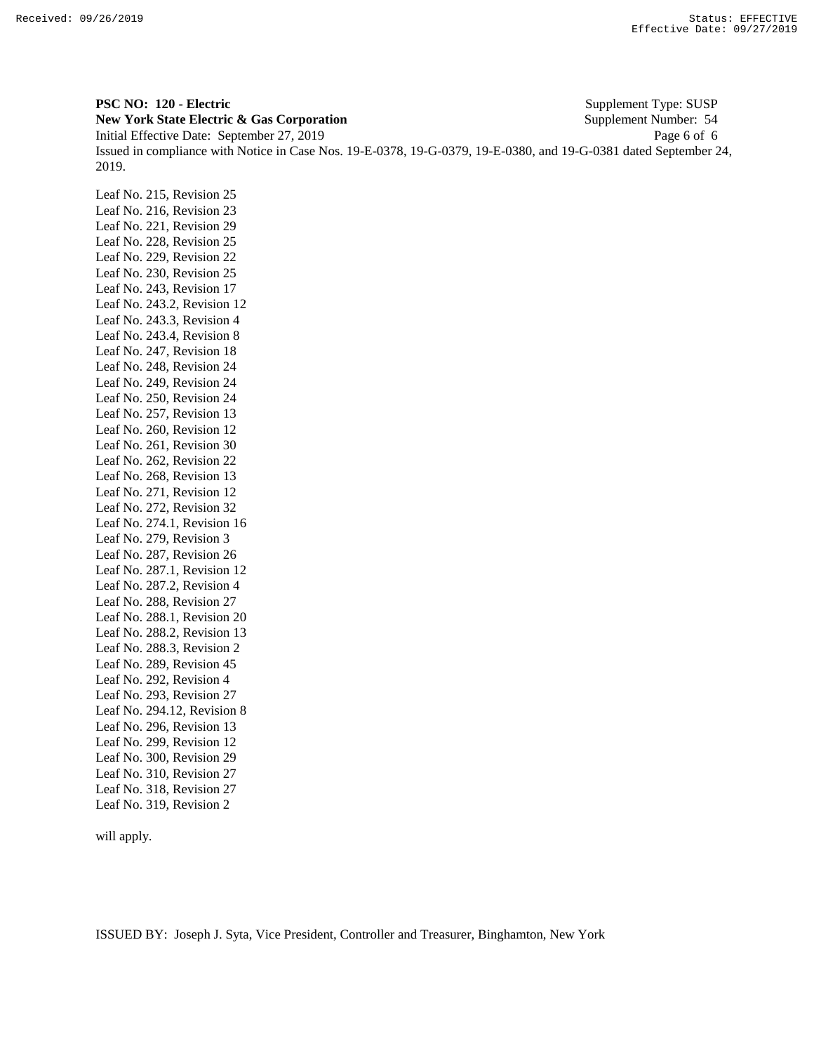**PSC NO: 120 - Electric** Supplement Type: SUSP
**New York State Electric & Gas Corporation** Supplement Number: 54
Initial Effective Date: September 27, 2019
Issued in compliance with Notice in Case Nos. 19-E-0378, 19-G-0379, 19-E-0380, and 19-G-0381 dated September 24, 2019.

Leaf No. 215, Revision 25
Leaf No. 216, Revision 23
Leaf No. 221, Revision 29
Leaf No. 228, Revision 25
Leaf No. 229, Revision 22
Leaf No. 230, Revision 25
Leaf No. 243, Revision 17
Leaf No. 243.2, Revision 12
Leaf No. 243.3, Revision 4
Leaf No. 243.4, Revision 8
Leaf No. 247, Revision 18
Leaf No. 248, Revision 24
Leaf No. 249, Revision 24
Leaf No. 250, Revision 24
Leaf No. 257, Revision 13
Leaf No. 260, Revision 12
Leaf No. 261, Revision 30
Leaf No. 262, Revision 22
Leaf No. 268, Revision 13
Leaf No. 271, Revision 12
Leaf No. 272, Revision 32
Leaf No. 274.1, Revision 16
Leaf No. 279, Revision 3
Leaf No. 287, Revision 26
Leaf No. 287.1, Revision 12
Leaf No. 287.2, Revision 4
Leaf No. 288, Revision 27
Leaf No. 288.1, Revision 20
Leaf No. 288.2, Revision 13
Leaf No. 288.3, Revision 2
Leaf No. 289, Revision 45
Leaf No. 292, Revision 4
Leaf No. 293, Revision 27
Leaf No. 294.12, Revision 8
Leaf No. 296, Revision 13
Leaf No. 299, Revision 12
Leaf No. 300, Revision 29
Leaf No. 310, Revision 27
Leaf No. 318, Revision 27
Leaf No. 319, Revision 2

will apply.

ISSUED BY: Joseph J. Syta, Vice President, Controller and Treasurer, Binghamton, New York